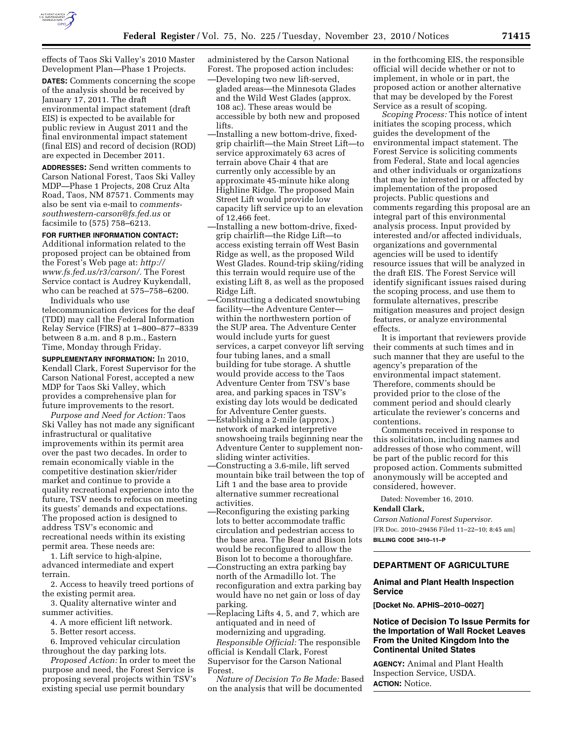effects of Taos Ski Valley's 2010 Master Development Plan—Phase 1 Projects.

**DATES:** Comments concerning the scope of the analysis should be received by January 17, 2011. The draft environmental impact statement (draft EIS) is expected to be available for public review in August 2011 and the final environmental impact statement (final EIS) and record of decision (ROD) are expected in December 2011.

**ADDRESSES:** Send written comments to Carson National Forest, Taos Ski Valley MDP—Phase 1 Projects, 208 Cruz Alta Road, Taos, NM 87571. Comments may also be sent via e-mail to *comments-southwestern-carson@fs.fed.us* or facsimile to (575) 758–6213.

**FOR FURTHER INFORMATION CONTACT:** Additional information related to the proposed project can be obtained from the Forest's Web page at: *http://www.fs.fed.us/r3/carson/*. The Forest Service contact is Audrey Kuykendall, who can be reached at 575–758–6200.

Individuals who use telecommunication devices for the deaf (TDD) may call the Federal Information Relay Service (FIRS) at 1–800–877–8339 between 8 a.m. and 8 p.m., Eastern Time, Monday through Friday.

**SUPPLEMENTARY INFORMATION:** In 2010, Kendall Clark, Forest Supervisor for the Carson National Forest, accepted a new MDP for Taos Ski Valley, which provides a comprehensive plan for future improvements to the resort.

*Purpose and Need for Action:* Taos Ski Valley has not made any significant infrastructural or qualitative improvements within its permit area over the past two decades. In order to remain economically viable in the competitive destination skier/rider market and continue to provide a quality recreational experience into the future, TSV needs to refocus on meeting its guests' demands and expectations. The proposed action is designed to address TSV's economic and recreational needs within its existing permit area. These needs are:

1. Lift service to high-alpine, advanced intermediate and expert terrain.
2. Access to heavily treed portions of the existing permit area.
3. Quality alternative winter and summer activities.
4. A more efficient lift network.
5. Better resort access.
6. Improved vehicular circulation throughout the day parking lots.

*Proposed Action:* In order to meet the purpose and need, the Forest Service is proposing several projects within TSV's existing special use permit boundary administered by the Carson National Forest. The proposed action includes:

—Developing two new lift-served, gladed areas—the Minnesota Glades and the Wild West Glades (approx. 108 ac). These areas would be accessible by both new and proposed lifts.

—Installing a new bottom-drive, fixed-grip chairlift—the Main Street Lift—to service approximately 63 acres of terrain above Chair 4 that are currently only accessible by an approximate 45-minute hike along Highline Ridge. The proposed Main Street Lift would provide low capacity lift service up to an elevation of 12,466 feet.

—Installing a new bottom-drive, fixed-grip chairlift—the Ridge Lift—to access existing terrain off West Basin Ridge as well, as the proposed Wild West Glades. Round-trip skiing/riding this terrain would require use of the existing Lift 8, as well as the proposed Ridge Lift.

—Constructing a dedicated snowtubing facility—the Adventure Center—within the northwestern portion of the SUP area. The Adventure Center would include yurts for guest services, a carpet conveyor lift serving four tubing lanes, and a small building for tube storage. A shuttle would provide access to the Taos Adventure Center from TSV's base area, and parking spaces in TSV's existing day lots would be dedicated for Adventure Center guests.

—Establishing a 2-mile (approx.) network of marked interpretive snowshoeing trails beginning near the Adventure Center to supplement non-sliding winter activities.

—Constructing a 3.6-mile, lift served mountain bike trail between the top of Lift 1 and the base area to provide alternative summer recreational activities.

—Reconfiguring the existing parking lots to better accommodate traffic circulation and pedestrian access to the base area. The Bear and Bison lots would be reconfigured to allow the Bison lot to become a thoroughfare.

—Constructing an extra parking bay north of the Armadillo lot. The reconfiguration and extra parking bay would have no net gain or loss of day parking.

—Replacing Lifts 4, 5, and 7, which are antiquated and in need of modernizing and upgrading.

*Responsible Official:* The responsible official is Kendall Clark, Forest Supervisor for the Carson National Forest.

*Nature of Decision To Be Made:* Based on the analysis that will be documented in the forthcoming EIS, the responsible official will decide whether or not to implement, in whole or in part, the proposed action or another alternative that may be developed by the Forest Service as a result of scoping.

*Scoping Process:* This notice of intent initiates the scoping process, which guides the development of the environmental impact statement. The Forest Service is soliciting comments from Federal, State and local agencies and other individuals or organizations that may be interested in or affected by implementation of the proposed projects. Public questions and comments regarding this proposal are an integral part of this environmental analysis process. Input provided by interested and/or affected individuals, organizations and governmental agencies will be used to identify resource issues that will be analyzed in the draft EIS. The Forest Service will identify significant issues raised during the scoping process, and use them to formulate alternatives, prescribe mitigation measures and project design features, or analyze environmental effects.

It is important that reviewers provide their comments at such times and in such manner that they are useful to the agency's preparation of the environmental impact statement. Therefore, comments should be provided prior to the close of the comment period and should clearly articulate the reviewer's concerns and contentions.

Comments received in response to this solicitation, including names and addresses of those who comment, will be part of the public record for this proposed action. Comments submitted anonymously will be accepted and considered, however.

Dated: November 16, 2010.

**Kendall Clark,**

*Carson National Forest Supervisor.*

[FR Doc. 2010–29456 Filed 11–22–10; 8:45 am]

**BILLING CODE 3410–11–P**

---

## DEPARTMENT OF AGRICULTURE

### Animal and Plant Health Inspection Service

**[Docket No. APHIS–2010–0027]**

### Notice of Decision To Issue Permits for the Importation of Wall Rocket Leaves From the United Kingdom Into the Continental United States

**AGENCY:** Animal and Plant Health Inspection Service, USDA.

**ACTION:** Notice.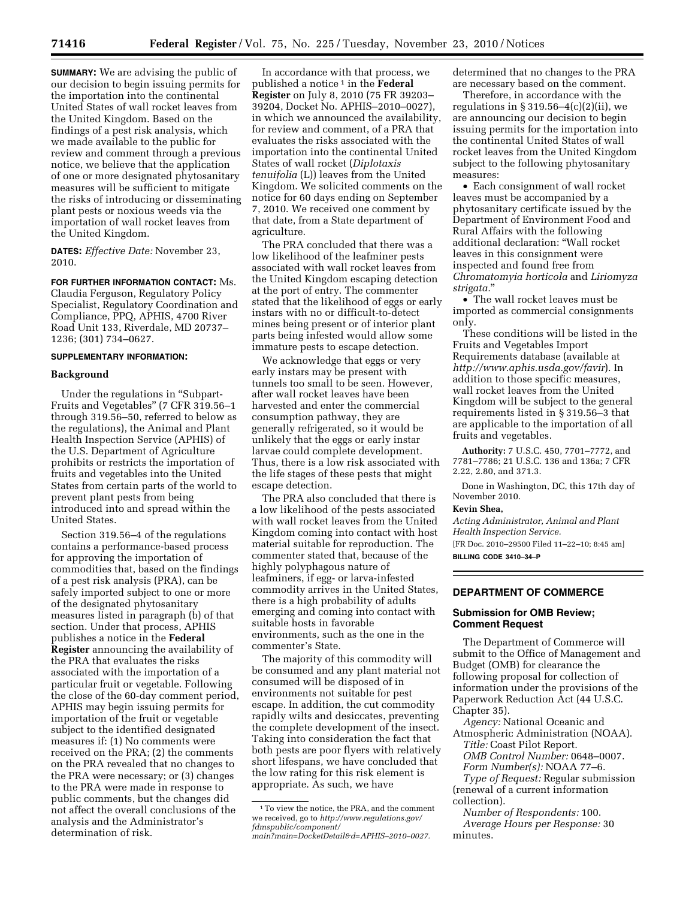**SUMMARY:** We are advising the public of our decision to begin issuing permits for the importation into the continental United States of wall rocket leaves from the United Kingdom. Based on the findings of a pest risk analysis, which we made available to the public for review and comment through a previous notice, we believe that the application of one or more designated phytosanitary measures will be sufficient to mitigate the risks of introducing or disseminating plant pests or noxious weeds via the importation of wall rocket leaves from the United Kingdom.

**DATES:** *Effective Date:* November 23, 2010.

**FOR FURTHER INFORMATION CONTACT:** Ms. Claudia Ferguson, Regulatory Policy Specialist, Regulatory Coordination and Compliance, PPQ, APHIS, 4700 River Road Unit 133, Riverdale, MD 20737–1236; (301) 734–0627.

**SUPPLEMENTARY INFORMATION:**

### Background

Under the regulations in "Subpart-Fruits and Vegetables" (7 CFR 319.56–1 through 319.56–50, referred to below as the regulations), the Animal and Plant Health Inspection Service (APHIS) of the U.S. Department of Agriculture prohibits or restricts the importation of fruits and vegetables into the United States from certain parts of the world to prevent plant pests from being introduced into and spread within the United States.

Section 319.56–4 of the regulations contains a performance-based process for approving the importation of commodities that, based on the findings of a pest risk analysis (PRA), can be safely imported subject to one or more of the designated phytosanitary measures listed in paragraph (b) of that section. Under that process, APHIS publishes a notice in the **Federal Register** announcing the availability of the PRA that evaluates the risks associated with the importation of a particular fruit or vegetable. Following the close of the 60-day comment period, APHIS may begin issuing permits for importation of the fruit or vegetable subject to the identified designated measures if: (1) No comments were received on the PRA; (2) the comments on the PRA revealed that no changes to the PRA were necessary; or (3) changes to the PRA were made in response to public comments, but the changes did not affect the overall conclusions of the analysis and the Administrator's determination of risk.

In accordance with that process, we published a notice [1] in the **Federal Register** on July 8, 2010 (75 FR 39203–39204, Docket No. APHIS–2010–0027), in which we announced the availability, for review and comment, of a PRA that evaluates the risks associated with the importation into the continental United States of wall rocket (*Diplotaxis tenuifolia* (L)) leaves from the United Kingdom. We solicited comments on the notice for 60 days ending on September 7, 2010. We received one comment by that date, from a State department of agriculture.

The PRA concluded that there was a low likelihood of the leafminer pests associated with wall rocket leaves from the United Kingdom escaping detection at the port of entry. The commenter stated that the likelihood of eggs or early instars with no or difficult-to-detect mines being present or of interior plant parts being infested would allow some immature pests to escape detection.

We acknowledge that eggs or very early instars may be present with tunnels too small to be seen. However, after wall rocket leaves have been harvested and enter the commercial consumption pathway, they are generally refrigerated, so it would be unlikely that the eggs or early instar larvae could complete development. Thus, there is a low risk associated with the life stages of these pests that might escape detection.

The PRA also concluded that there is a low likelihood of the pests associated with wall rocket leaves from the United Kingdom coming into contact with host material suitable for reproduction. The commenter stated that, because of the highly polyphagous nature of leafminers, if egg- or larva-infested commodity arrives in the United States, there is a high probability of adults emerging and coming into contact with suitable hosts in favorable environments, such as the one in the commenter's State.

The majority of this commodity will be consumed and any plant material not consumed will be disposed of in environments not suitable for pest escape. In addition, the cut commodity rapidly wilts and desiccates, preventing the complete development of the insect. Taking into consideration the fact that both pests are poor flyers with relatively short lifespans, we have concluded that the low rating for this risk element is appropriate. As such, we have determined that no changes to the PRA are necessary based on the comment.

Therefore, in accordance with the regulations in § 319.56–4(c)(2)(ii), we are announcing our decision to begin issuing permits for the importation into the continental United States of wall rocket leaves from the United Kingdom subject to the following phytosanitary measures:

- Each consignment of wall rocket leaves must be accompanied by a phytosanitary certificate issued by the Department of Environment Food and Rural Affairs with the following additional declaration: "Wall rocket leaves in this consignment were inspected and found free from *Chromatomyia horticola* and *Liriomyza strigata*."
- The wall rocket leaves must be imported as commercial consignments only.

These conditions will be listed in the Fruits and Vegetables Import Requirements database (available at *http://www.aphis.usda.gov/favir*). In addition to those specific measures, wall rocket leaves from the United Kingdom will be subject to the general requirements listed in § 319.56–3 that are applicable to the importation of all fruits and vegetables.

**Authority:** 7 U.S.C. 450, 7701–7772, and 7781–7786; 21 U.S.C. 136 and 136a; 7 CFR 2.22, 2.80, and 371.3.

Done in Washington, DC, this 17th day of November 2010.

**Kevin Shea,**

*Acting Administrator, Animal and Plant Health Inspection Service.*

[FR Doc. 2010–29500 Filed 11–22–10; 8:45 am]

**BILLING CODE 3410–34–P**

[1] To view the notice, the PRA, and the comment we received, go to *http://www.regulations.gov/fdmspublic/component/main?main=DocketDetail&d=APHIS–2010–0027.*

---

## DEPARTMENT OF COMMERCE

### Submission for OMB Review; Comment Request

The Department of Commerce will submit to the Office of Management and Budget (OMB) for clearance the following proposal for collection of information under the provisions of the Paperwork Reduction Act (44 U.S.C. Chapter 35).

*Agency:* National Oceanic and Atmospheric Administration (NOAA).
*Title:* Coast Pilot Report.
*OMB Control Number:* 0648–0007.
*Form Number(s):* NOAA 77–6.
*Type of Request:* Regular submission (renewal of a current information collection).
*Number of Respondents:* 100.
*Average Hours per Response:* 30 minutes.